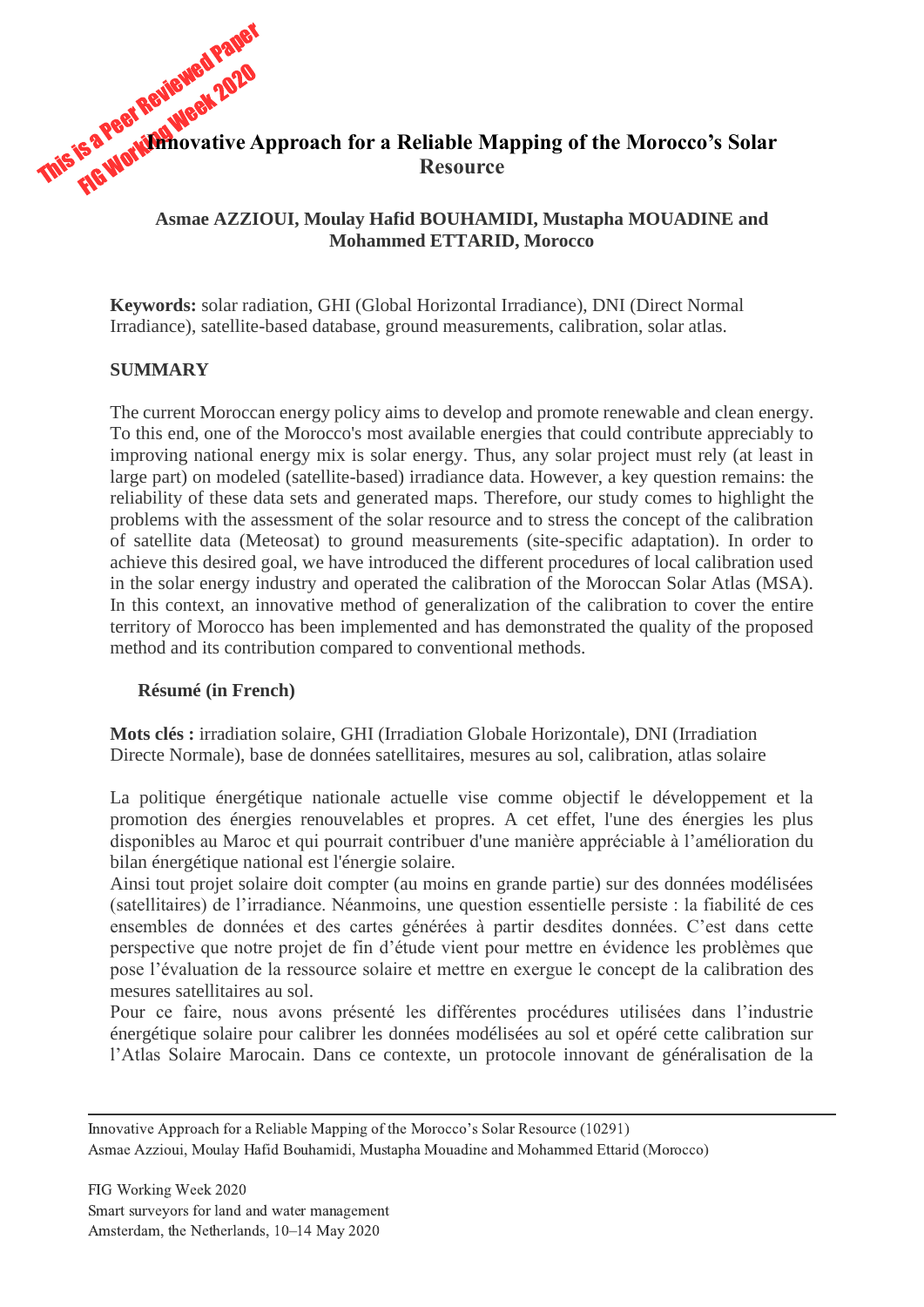This is a Peer Reviewed Paper
FIG Working Week 2020

# Innovative Approach for a Reliable Mapping of the Morocco's Solar Resource

**Asmae AZZIOUI, Moulay Hafid BOUHAMIDI, Mustapha MOUADINE and Mohammed ETTARID, Morocco**

**Keywords:** solar radiation, GHI (Global Horizontal Irradiance), DNI (Direct Normal Irradiance), satellite-based database, ground measurements, calibration, solar atlas.

## SUMMARY

The current Moroccan energy policy aims to develop and promote renewable and clean energy. To this end, one of the Morocco's most available energies that could contribute appreciably to improving national energy mix is solar energy. Thus, any solar project must rely (at least in large part) on modeled (satellite-based) irradiance data. However, a key question remains: the reliability of these data sets and generated maps. Therefore, our study comes to highlight the problems with the assessment of the solar resource and to stress the concept of the calibration of satellite data (Meteosat) to ground measurements (site-specific adaptation). In order to achieve this desired goal, we have introduced the different procedures of local calibration used in the solar energy industry and operated the calibration of the Moroccan Solar Atlas (MSA). In this context, an innovative method of generalization of the calibration to cover the entire territory of Morocco has been implemented and has demonstrated the quality of the proposed method and its contribution compared to conventional methods.

## Résumé (in French)

**Mots clés :** irradiation solaire, GHI (Irradiation Globale Horizontale), DNI (Irradiation Directe Normale), base de données satellitaires, mesures au sol, calibration, atlas solaire

La politique énergétique nationale actuelle vise comme objectif le développement et la promotion des énergies renouvelables et propres. A cet effet, l'une des énergies les plus disponibles au Maroc et qui pourrait contribuer d'une manière appréciable à l'amélioration du bilan énergétique national est l'énergie solaire.
Ainsi tout projet solaire doit compter (au moins en grande partie) sur des données modélisées (satellitaires) de l'irradiance. Néanmoins, une question essentielle persiste : la fiabilité de ces ensembles de données et des cartes générées à partir desdites données. C'est dans cette perspective que notre projet de fin d'étude vient pour mettre en évidence les problèmes que pose l'évaluation de la ressource solaire et mettre en exergue le concept de la calibration des mesures satellitaires au sol.
Pour ce faire, nous avons présenté les différentes procédures utilisées dans l'industrie énergétique solaire pour calibrer les données modélisées au sol et opéré cette calibration sur l'Atlas Solaire Marocain. Dans ce contexte, un protocole innovant de généralisation de la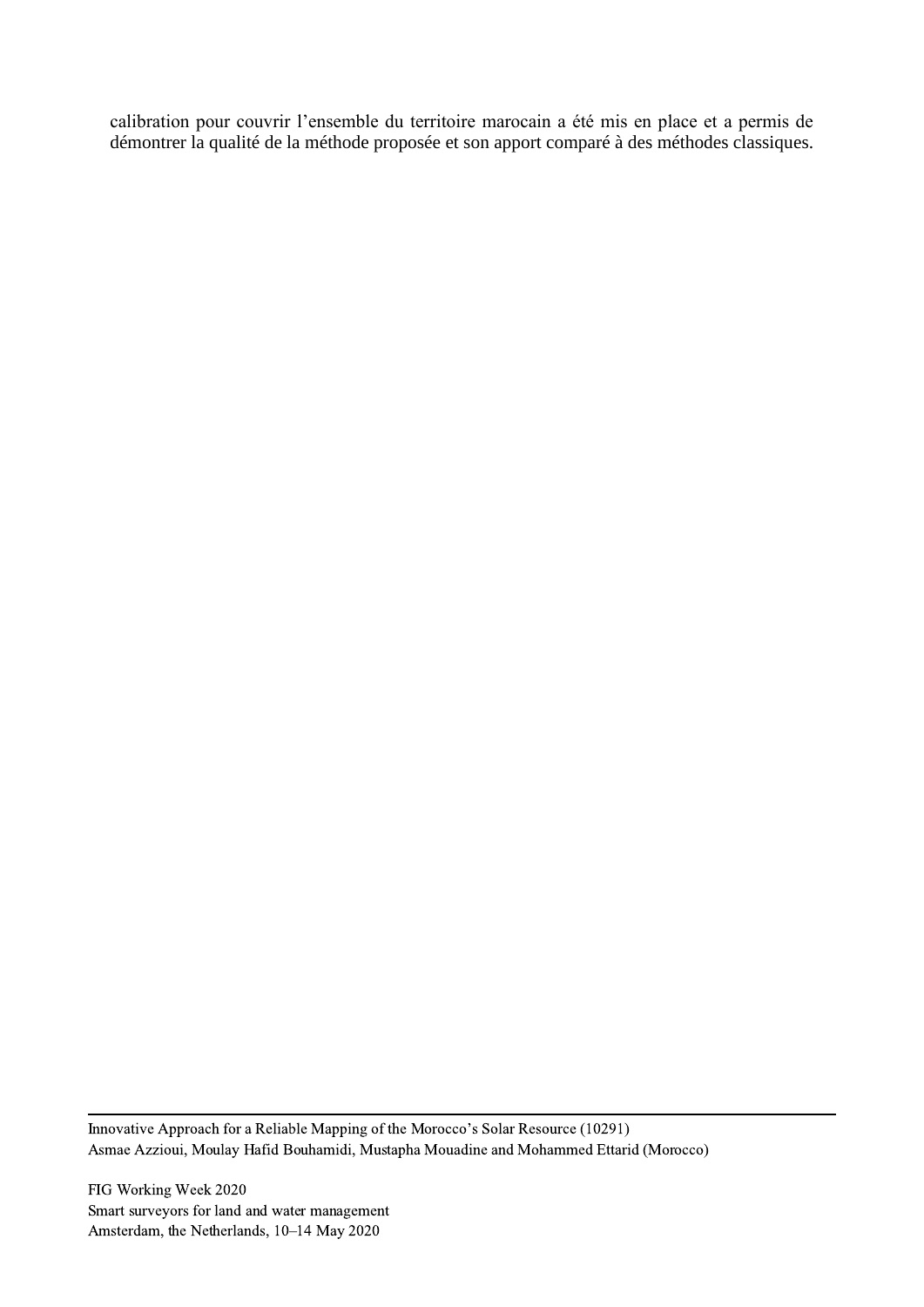calibration pour couvrir l'ensemble du territoire marocain a été mis en place et a permis de démontrer la qualité de la méthode proposée et son apport comparé à des méthodes classiques.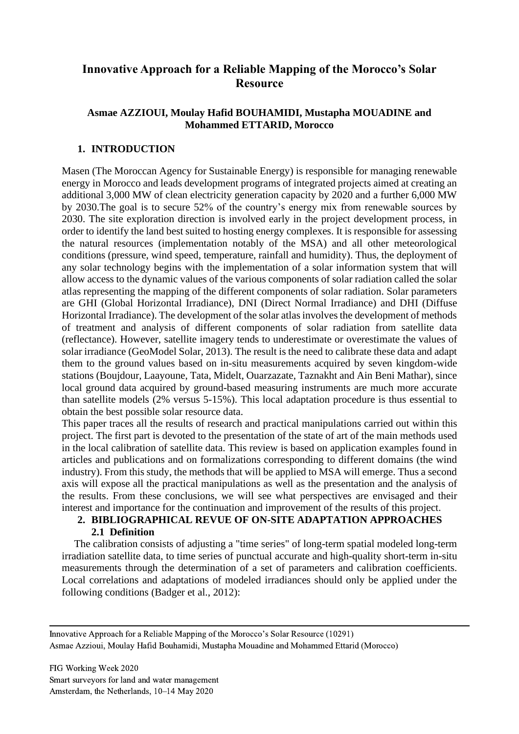# Innovative Approach for a Reliable Mapping of the Morocco's Solar Resource

**Asmae AZZIOUI, Moulay Hafid BOUHAMIDI, Mustapha MOUADINE and Mohammed ETTARID, Morocco**

## 1. INTRODUCTION

Masen (The Moroccan Agency for Sustainable Energy) is responsible for managing renewable energy in Morocco and leads development programs of integrated projects aimed at creating an additional 3,000 MW of clean electricity generation capacity by 2020 and a further 6,000 MW by 2030.The goal is to secure 52% of the country's energy mix from renewable sources by 2030. The site exploration direction is involved early in the project development process, in order to identify the land best suited to hosting energy complexes. It is responsible for assessing the natural resources (implementation notably of the MSA) and all other meteorological conditions (pressure, wind speed, temperature, rainfall and humidity). Thus, the deployment of any solar technology begins with the implementation of a solar information system that will allow access to the dynamic values of the various components of solar radiation called the solar atlas representing the mapping of the different components of solar radiation. Solar parameters are GHI (Global Horizontal Irradiance), DNI (Direct Normal Irradiance) and DHI (Diffuse Horizontal Irradiance). The development of the solar atlas involves the development of methods of treatment and analysis of different components of solar radiation from satellite data (reflectance). However, satellite imagery tends to underestimate or overestimate the values of solar irradiance (GeoModel Solar, 2013). The result is the need to calibrate these data and adapt them to the ground values based on in-situ measurements acquired by seven kingdom-wide stations (Boujdour, Laayoune, Tata, Midelt, Ouarzazate, Taznakht and Ain Beni Mathar), since local ground data acquired by ground-based measuring instruments are much more accurate than satellite models (2% versus 5-15%). This local adaptation procedure is thus essential to obtain the best possible solar resource data.

This paper traces all the results of research and practical manipulations carried out within this project. The first part is devoted to the presentation of the state of art of the main methods used in the local calibration of satellite data. This review is based on application examples found in articles and publications and on formalizations corresponding to different domains (the wind industry). From this study, the methods that will be applied to MSA will emerge. Thus a second axis will expose all the practical manipulations as well as the presentation and the analysis of the results. From these conclusions, we will see what perspectives are envisaged and their interest and importance for the continuation and improvement of the results of this project.

## 2. BIBLIOGRAPHICAL REVUE OF ON-SITE ADAPTATION APPROACHES

### 2.1 Definition

The calibration consists of adjusting a "time series" of long-term spatial modeled long-term irradiation satellite data, to time series of punctual accurate and high-quality short-term in-situ measurements through the determination of a set of parameters and calibration coefficients. Local correlations and adaptations of modeled irradiances should only be applied under the following conditions (Badger et al., 2012):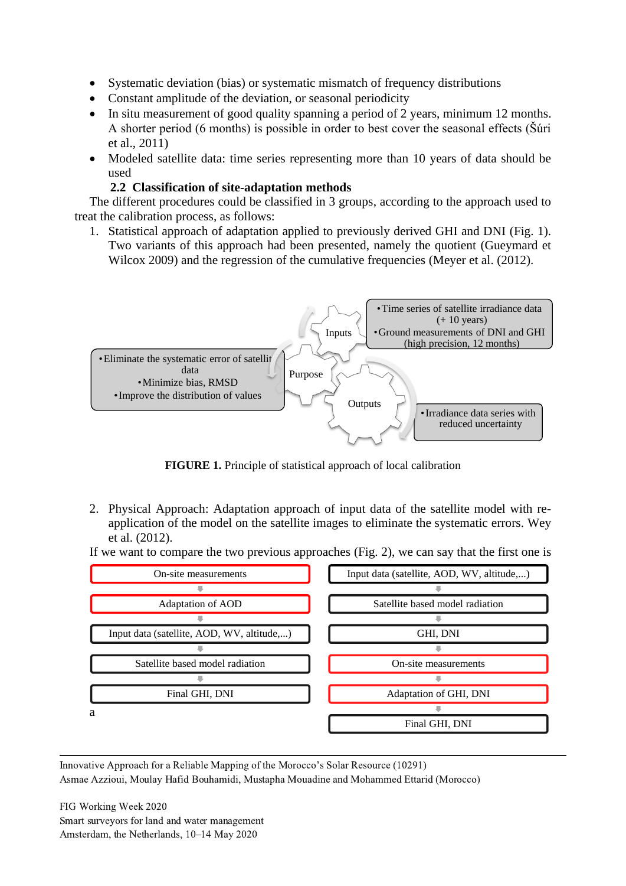- Systematic deviation (bias) or systematic mismatch of frequency distributions
- Constant amplitude of the deviation, or seasonal periodicity
- In situ measurement of good quality spanning a period of 2 years, minimum 12 months. A shorter period (6 months) is possible in order to best cover the seasonal effects (Šúri et al., 2011)
- Modeled satellite data: time series representing more than 10 years of data should be used

### 2.2 Classification of site-adaptation methods

The different procedures could be classified in 3 groups, according to the approach used to treat the calibration process, as follows:

1. Statistical approach of adaptation applied to previously derived GHI and DNI (Fig. 1). Two variants of this approach had been presented, namely the quotient (Gueymard et Wilcox 2009) and the regression of the cumulative frequencies (Meyer et al. (2012).

- Inputs:
  - Time series of satellite irradiance data (+ 10 years)
  - Ground measurements of DNI and GHI (high precision, 12 months)
- Purpose:
  - Eliminate the systematic error of satellite data
  - Minimize bias, RMSD
  - Improve the distribution of values
- Outputs:
  - Irradiance data series with reduced uncertainty

**FIGURE 1.** Principle of statistical approach of local calibration

2. Physical Approach: Adaptation approach of input data of the satellite model with re-application of the model on the satellite images to eliminate the systematic errors. Wey et al. (2012).

If we want to compare the two previous approaches (Fig. 2), we can say that the first one is

| a | b |
|---|---|
| On-site measurements | Input data (satellite, AOD, WV, altitude,...) |
| Adaptation of AOD | Satellite based model radiation |
| Input data (satellite, AOD, WV, altitude,...) | GHI, DNI |
| Satellite based model radiation | On-site measurements |
| Final GHI, DNI | Adaptation of GHI, DNI |
| | Final GHI, DNI |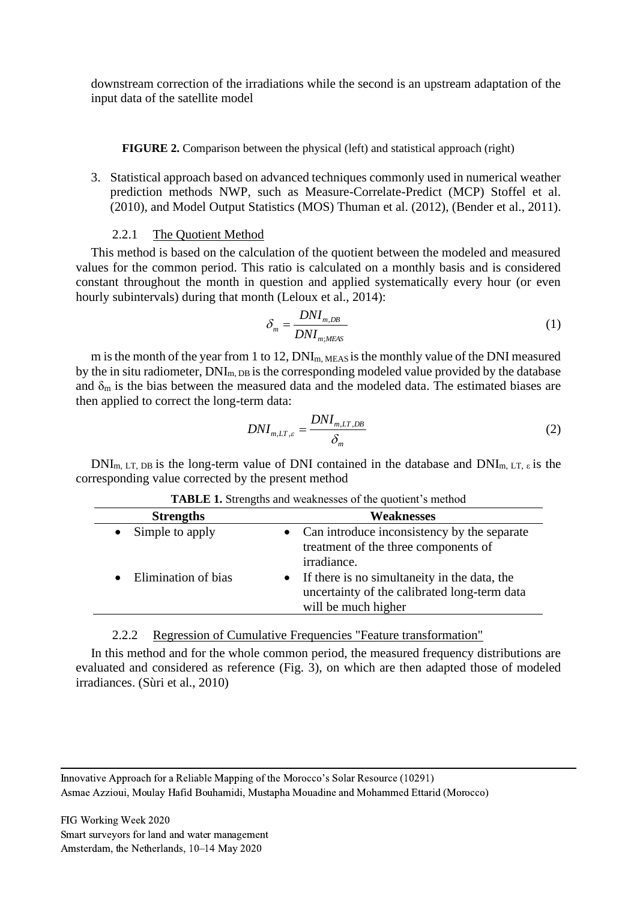downstream correction of the irradiations while the second is an upstream adaptation of the input data of the satellite model

**FIGURE 2.** Comparison between the physical (left) and statistical approach (right)

3. Statistical approach based on advanced techniques commonly used in numerical weather prediction methods NWP, such as Measure-Correlate-Predict (MCP) Stoffel et al. (2010), and Model Output Statistics (MOS) Thuman et al. (2012), (Bender et al., 2011).

### 2.2.1 The Quotient Method

This method is based on the calculation of the quotient between the modeled and measured values for the common period. This ratio is calculated on a monthly basis and is considered constant throughout the month in question and applied systematically every hour (or even hourly subintervals) during that month (Leloux et al., 2014):

$$\delta_m = \frac{DNI_{m,DB}}{DNI_{m;MEAS}} \tag{1}$$

m is the month of the year from 1 to 12, $DNI_{m,\,MEAS}$ is the monthly value of the DNI measured by the in situ radiometer, $DNI_{m,\,DB}$ is the corresponding modeled value provided by the database and $\delta_m$ is the bias between the measured data and the modeled data. The estimated biases are then applied to correct the long-term data:

$$DNI_{m,LT,\varepsilon} = \frac{DNI_{m,LT,DB}}{\delta_m} \tag{2}$$

$DNI_{m,\,LT,\,DB}$ is the long-term value of DNI contained in the database and $DNI_{m,\,LT,\,\varepsilon}$ is the corresponding value corrected by the present method

**TABLE 1.** Strengths and weaknesses of the quotient's method

| Strengths | Weaknesses |
|---|---|
| • Simple to apply | • Can introduce inconsistency by the separate treatment of the three components of irradiance. |
| • Elimination of bias | • If there is no simultaneity in the data, the uncertainty of the calibrated long-term data will be much higher |

### 2.2.2 Regression of Cumulative Frequencies "Feature transformation"

In this method and for the whole common period, the measured frequency distributions are evaluated and considered as reference (Fig. 3), on which are then adapted those of modeled irradiances. (Sùri et al., 2010)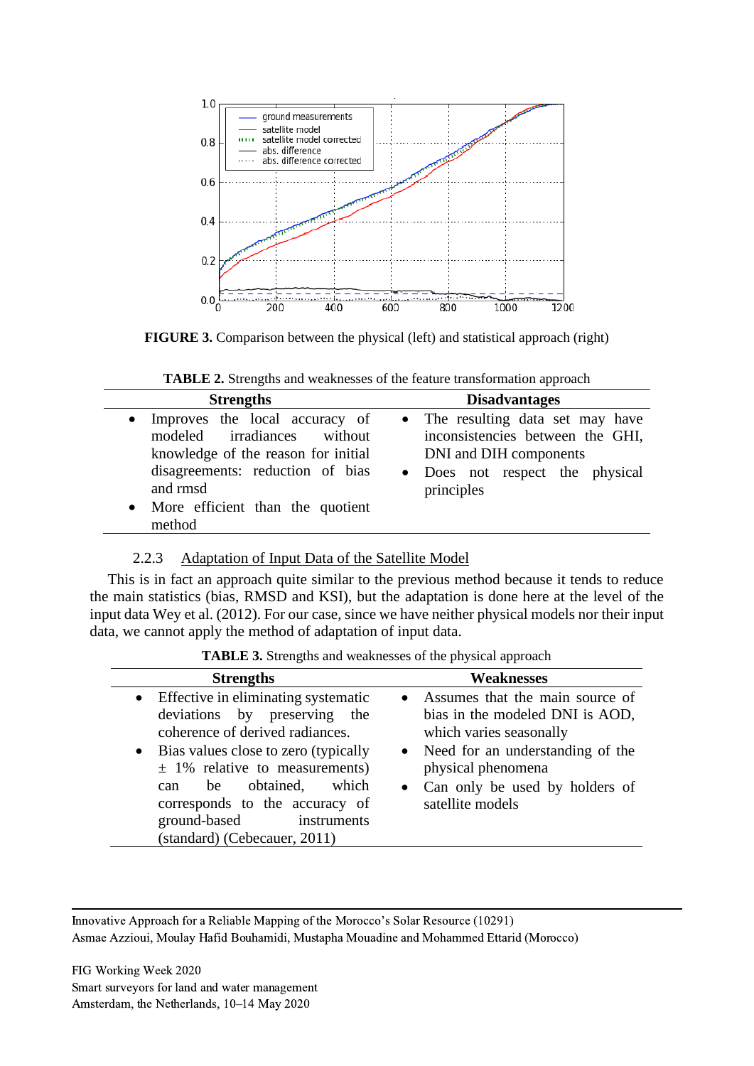FIGURE 3. Comparison between the physical (left) and statistical approach (right)

**TABLE 2.** Strengths and weaknesses of the feature transformation approach

| Strengths | Disadvantages |
|---|---|
| • Improves the local accuracy of modeled irradiances without knowledge of the reason for initial disagreements: reduction of bias and rmsd<br>• More efficient than the quotient method | • The resulting data set may have inconsistencies between the GHI, DNI and DIH components<br>• Does not respect the physical principles |

### 2.2.3 Adaptation of Input Data of the Satellite Model

This is in fact an approach quite similar to the previous method because it tends to reduce the main statistics (bias, RMSD and KSI), but the adaptation is done here at the level of the input data Wey et al. (2012). For our case, since we have neither physical models nor their input data, we cannot apply the method of adaptation of input data.

**TABLE 3.** Strengths and weaknesses of the physical approach

| Strengths | Weaknesses |
|---|---|
| • Effective in eliminating systematic deviations by preserving the coherence of derived radiances.<br>• Bias values close to zero (typically ± 1% relative to measurements) can be obtained, which corresponds to the accuracy of ground-based instruments (standard) (Cebecauer, 2011) | • Assumes that the main source of bias in the modeled DNI is AOD, which varies seasonally<br>• Need for an understanding of the physical phenomena<br>• Can only be used by holders of satellite models |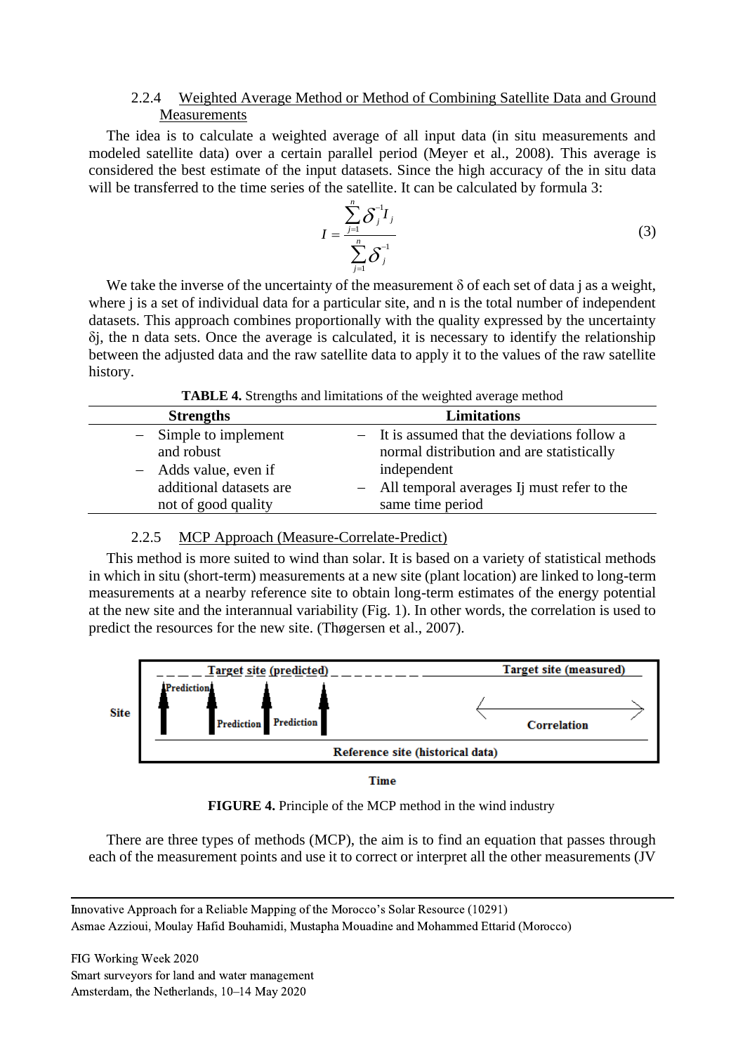### 2.2.4 Weighted Average Method or Method of Combining Satellite Data and Ground Measurements

The idea is to calculate a weighted average of all input data (in situ measurements and modeled satellite data) over a certain parallel period (Meyer et al., 2008). This average is considered the best estimate of the input datasets. Since the high accuracy of the in situ data will be transferred to the time series of the satellite. It can be calculated by formula 3:

$$I = \frac{\sum_{j=1}^{n} \delta_j^{-1} I_j}{\sum_{j=1}^{n} \delta_j^{-1}} \tag{3}$$

We take the inverse of the uncertainty of the measurement δ of each set of data j as a weight, where j is a set of individual data for a particular site, and n is the total number of independent datasets. This approach combines proportionally with the quality expressed by the uncertainty $\delta_j$, the n data sets. Once the average is calculated, it is necessary to identify the relationship between the adjusted data and the raw satellite data to apply it to the values of the raw satellite history.

**TABLE 4.** Strengths and limitations of the weighted average method

| Strengths | Limitations |
| --- | --- |
| – Simple to implement and robust<br>– Adds value, even if additional datasets are not of good quality | – It is assumed that the deviations follow a normal distribution and are statistically independent<br>– All temporal averages Ij must refer to the same time period |

### 2.2.5 MCP Approach (Measure-Correlate-Predict)

This method is more suited to wind than solar. It is based on a variety of statistical methods in which in situ (short-term) measurements at a new site (plant location) are linked to long-term measurements at a nearby reference site to obtain long-term estimates of the energy potential at the new site and the interannual variability (Fig. 1). In other words, the correlation is used to predict the resources for the new site. (Thøgersen et al., 2007).

**FIGURE 4.** Principle of the MCP method in the wind industry

There are three types of methods (MCP), the aim is to find an equation that passes through each of the measurement points and use it to correct or interpret all the other measurements (JV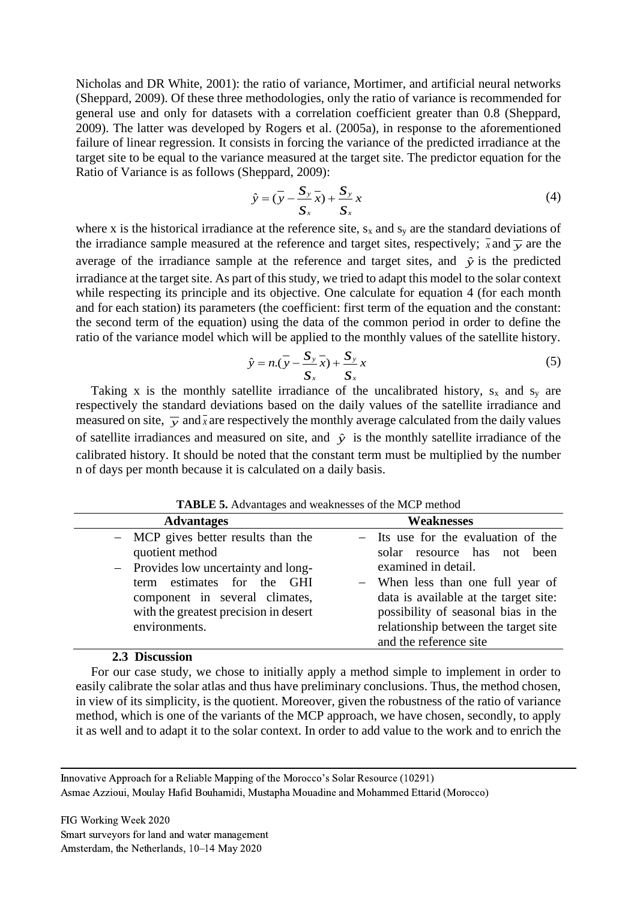Nicholas and DR White, 2001): the ratio of variance, Mortimer, and artificial neural networks (Sheppard, 2009). Of these three methodologies, only the ratio of variance is recommended for general use and only for datasets with a correlation coefficient greater than 0.8 (Sheppard, 2009). The latter was developed by Rogers et al. (2005a), in response to the aforementioned failure of linear regression. It consists in forcing the variance of the predicted irradiance at the target site to be equal to the variance measured at the target site. The predictor equation for the Ratio of Variance is as follows (Sheppard, 2009):

$$\hat{y} = (\overline{y} - \frac{S_y}{S_x}\overline{x}) + \frac{S_y}{S_x}x \tag{4}$$

where x is the historical irradiance at the reference site, $s_x$ and $s_y$ are the standard deviations of the irradiance sample measured at the reference and target sites, respectively; $\overline{x}$ and $\overline{y}$ are the average of the irradiance sample at the reference and target sites, and $\hat{y}$ is the predicted irradiance at the target site. As part of this study, we tried to adapt this model to the solar context while respecting its principle and its objective. One calculate for equation 4 (for each month and for each station) its parameters (the coefficient: first term of the equation and the constant: the second term of the equation) using the data of the common period in order to define the ratio of the variance model which will be applied to the monthly values of the satellite history.

$$\hat{y} = n.(\overline{y} - \frac{S_y}{S_x}\overline{x}) + \frac{S_y}{S_x}x \tag{5}$$

Taking x is the monthly satellite irradiance of the uncalibrated history, $s_x$ and $s_y$ are respectively the standard deviations based on the daily values of the satellite irradiance and measured on site, $\overline{y}$ and $\overline{x}$ are respectively the monthly average calculated from the daily values of satellite irradiances and measured on site, and $\hat{y}$ is the monthly satellite irradiance of the calibrated history. It should be noted that the constant term must be multiplied by the number n of days per month because it is calculated on a daily basis.

**TABLE 5.** Advantages and weaknesses of the MCP method

| Advantages | Weaknesses |
|---|---|
| – MCP gives better results than the quotient method<br>– Provides low uncertainty and long-term estimates for the GHI component in several climates, with the greatest precision in desert environments. | – Its use for the evaluation of the solar resource has not been examined in detail.<br>– When less than one full year of data is available at the target site: possibility of seasonal bias in the relationship between the target site and the reference site |

### 2.3 Discussion

For our case study, we chose to initially apply a method simple to implement in order to easily calibrate the solar atlas and thus have preliminary conclusions. Thus, the method chosen, in view of its simplicity, is the quotient. Moreover, given the robustness of the ratio of variance method, which is one of the variants of the MCP approach, we have chosen, secondly, to apply it as well and to adapt it to the solar context. In order to add value to the work and to enrich the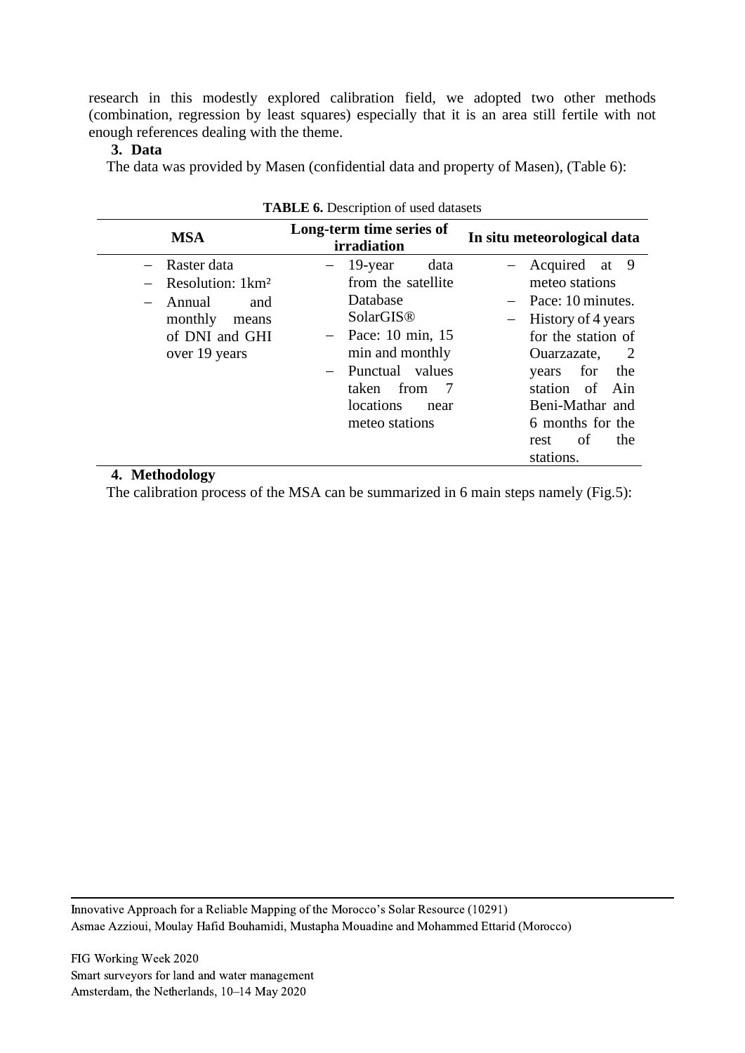research in this modestly explored calibration field, we adopted two other methods (combination, regression by least squares) especially that it is an area still fertile with not enough references dealing with the theme.

## 3. Data

The data was provided by Masen (confidential data and property of Masen), (Table 6):

**TABLE 6.** Description of used datasets

| MSA | Long-term time series of irradiation | In situ meteorological data |
|---|---|---|
| – Raster data<br>– Resolution: 1km²<br>– Annual and monthly means of DNI and GHI over 19 years | – 19-year data from the satellite Database SolarGIS®<br>– Pace: 10 min, 15 min and monthly<br>– Punctual values taken from 7 locations near meteo stations | – Acquired at 9 meteo stations<br>– Pace: 10 minutes.<br>– History of 4 years for the station of Ouarzazate, 2 years for the station of Ain Beni-Mathar and 6 months for the rest of the stations. |

## 4. Methodology

The calibration process of the MSA can be summarized in 6 main steps namely (Fig.5):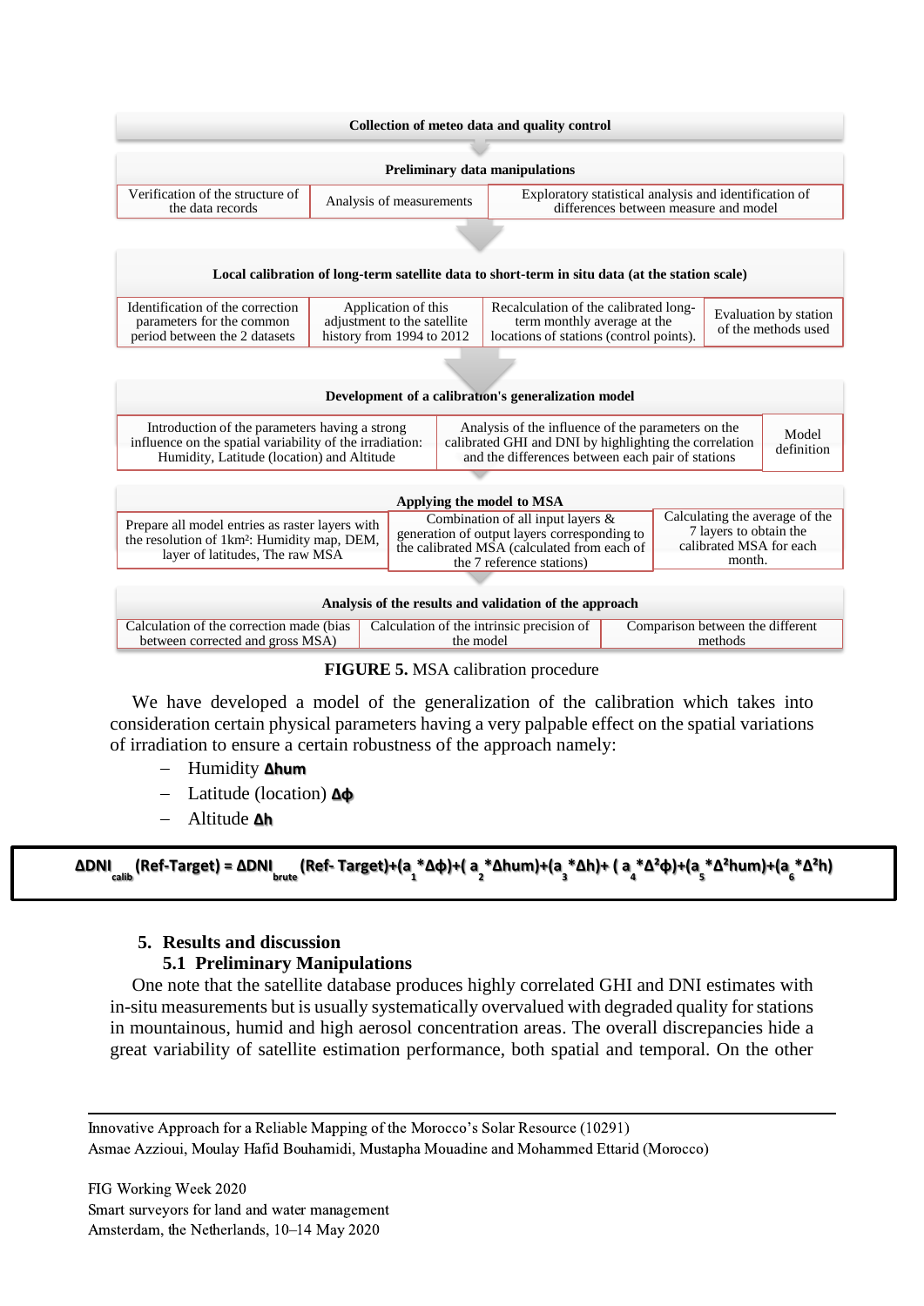**Collection of meteo data and quality control**

**Preliminary data manipulations**

| Verification of the structure of the data records | Analysis of measurements | Exploratory statistical analysis and identification of differences between measure and model |
|---|---|---|

**Local calibration of long-term satellite data to short-term in situ data (at the station scale)**

| Identification of the correction parameters for the common period between the 2 datasets | Application of this adjustment to the satellite history from 1994 to 2012 | Recalculation of the calibrated long-term monthly average at the locations of stations (control points). | Evaluation by station of the methods used |
|---|---|---|---|

**Development of a calibration's generalization model**

| Introduction of the parameters having a strong influence on the spatial variability of the irradiation: Humidity, Latitude (location) and Altitude | Analysis of the influence of the parameters on the calibrated GHI and DNI by highlighting the correlation and the differences between each pair of stations | Model definition |
|---|---|---|

**Applying the model to MSA**

| Prepare all model entries as raster layers with the resolution of 1km²: Humidity map, DEM, layer of latitudes, The raw MSA | Combination of all input layers & generation of output layers corresponding to the calibrated MSA (calculated from each of the 7 reference stations) | Calculating the average of the 7 layers to obtain the calibrated MSA for each month. |
|---|---|---|

**Analysis of the results and validation of the approach**

| Calculation of the correction made (bias between corrected and gross MSA) | Calculation of the intrinsic precision of the model | Comparison between the different methods |
|---|---|---|

**FIGURE 5.** MSA calibration procedure

We have developed a model of the generalization of the calibration which takes into consideration certain physical parameters having a very palpable effect on the spatial variations of irradiation to ensure a certain robustness of the approach namely:

- Humidity **Δhum**
- Latitude (location) **Δϕ**
- Altitude **Δh**

$$\Delta DNI_{calib}(Ref\text{-}Target) = \Delta DNI_{brute}(Ref\text{-}Target) + (a_1 * \Delta\phi) + (a_2 * \Delta hum) + (a_3 * \Delta h) + (a_4 * \Delta^2\phi) + (a_5 * \Delta^2 hum) + (a_6 * \Delta^2 h)$$

## 5. Results and discussion

### 5.1 Preliminary Manipulations

One note that the satellite database produces highly correlated GHI and DNI estimates with in-situ measurements but is usually systematically overvalued with degraded quality for stations in mountainous, humid and high aerosol concentration areas. The overall discrepancies hide a great variability of satellite estimation performance, both spatial and temporal. On the other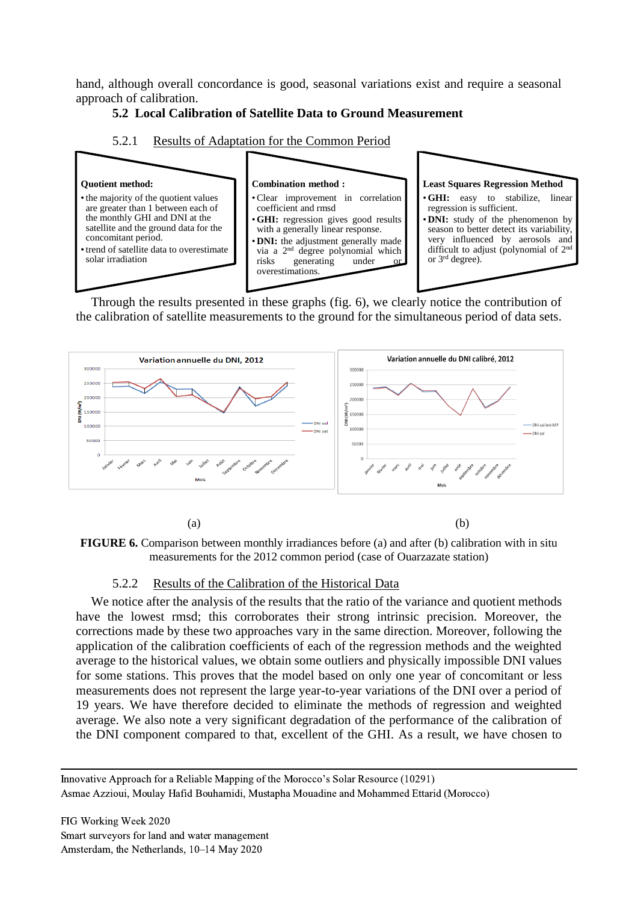hand, although overall concordance is good, seasonal variations exist and require a seasonal approach of calibration.

## 5.2 Local Calibration of Satellite Data to Ground Measurement

### 5.2.1 Results of Adaptation for the Common Period

**Quotient method:**

- the majority of the quotient values are greater than 1 between each of the monthly GHI and DNI at the satellite and the ground data for the concomitant period.
- trend of satellite data to overestimate solar irradiation

**Combination method :**

- Clear improvement in correlation coefficient and rmsd
- **GHI:** regression gives good results with a generally linear response.
- **DNI:** the adjustment generally made via a 2[nd] degree polynomial which risks generating under or overestimations.

**Least Squares Regression Method**

- **GHI:** easy to stabilize, linear regression is sufficient.
- **DNI:** study of the phenomenon by season to better detect its variability, very influenced by aerosols and difficult to adjust (polynomial of 2[nd] or 3[rd] degree).

Through the results presented in these graphs (fig. 6), we clearly notice the contribution of the calibration of satellite measurements to the ground for the simultaneous period of data sets.

(a) (b)

**FIGURE 6.** Comparison between monthly irradiances before (a) and after (b) calibration with in situ measurements for the 2012 common period (case of Ouarzazate station)

### 5.2.2 Results of the Calibration of the Historical Data

We notice after the analysis of the results that the ratio of the variance and quotient methods have the lowest rmsd; this corroborates their strong intrinsic precision. Moreover, the corrections made by these two approaches vary in the same direction. Moreover, following the application of the calibration coefficients of each of the regression methods and the weighted average to the historical values, we obtain some outliers and physically impossible DNI values for some stations. This proves that the model based on only one year of concomitant or less measurements does not represent the large year-to-year variations of the DNI over a period of 19 years. We have therefore decided to eliminate the methods of regression and weighted average. We also note a very significant degradation of the performance of the calibration of the DNI component compared to that, excellent of the GHI. As a result, we have chosen to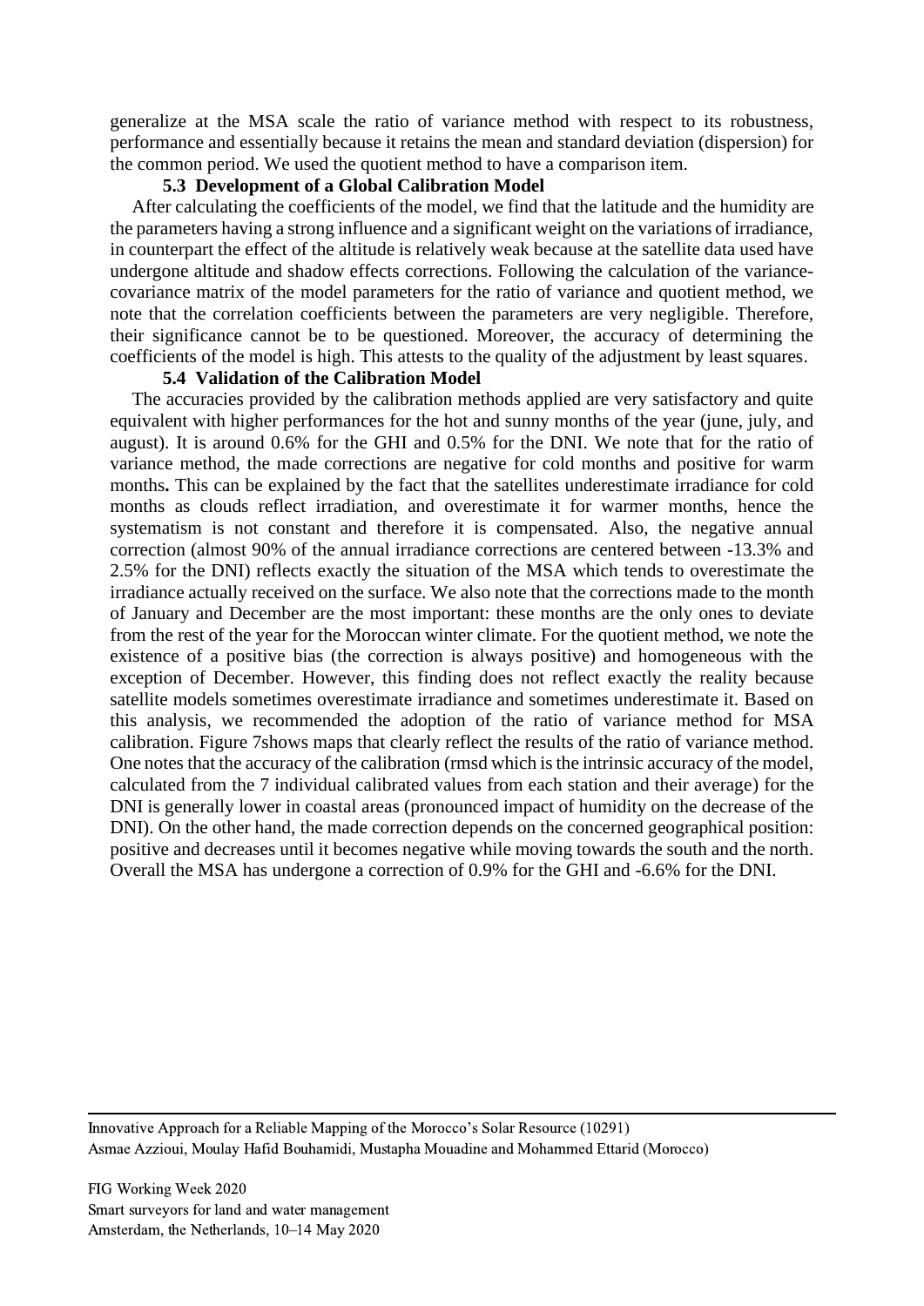generalize at the MSA scale the ratio of variance method with respect to its robustness, performance and essentially because it retains the mean and standard deviation (dispersion) for the common period. We used the quotient method to have a comparison item.

### 5.3 Development of a Global Calibration Model

After calculating the coefficients of the model, we find that the latitude and the humidity are the parameters having a strong influence and a significant weight on the variations of irradiance, in counterpart the effect of the altitude is relatively weak because at the satellite data used have undergone altitude and shadow effects corrections. Following the calculation of the variance-covariance matrix of the model parameters for the ratio of variance and quotient method, we note that the correlation coefficients between the parameters are very negligible. Therefore, their significance cannot be to be questioned. Moreover, the accuracy of determining the coefficients of the model is high. This attests to the quality of the adjustment by least squares.

### 5.4 Validation of the Calibration Model

The accuracies provided by the calibration methods applied are very satisfactory and quite equivalent with higher performances for the hot and sunny months of the year (june, july, and august). It is around 0.6% for the GHI and 0.5% for the DNI. We note that for the ratio of variance method, the made corrections are negative for cold months and positive for warm months**.** This can be explained by the fact that the satellites underestimate irradiance for cold months as clouds reflect irradiation, and overestimate it for warmer months, hence the systematism is not constant and therefore it is compensated. Also, the negative annual correction (almost 90% of the annual irradiance corrections are centered between -13.3% and 2.5% for the DNI) reflects exactly the situation of the MSA which tends to overestimate the irradiance actually received on the surface. We also note that the corrections made to the month of January and December are the most important: these months are the only ones to deviate from the rest of the year for the Moroccan winter climate. For the quotient method, we note the existence of a positive bias (the correction is always positive) and homogeneous with the exception of December. However, this finding does not reflect exactly the reality because satellite models sometimes overestimate irradiance and sometimes underestimate it. Based on this analysis, we recommended the adoption of the ratio of variance method for MSA calibration. Figure 7shows maps that clearly reflect the results of the ratio of variance method. One notes that the accuracy of the calibration (rmsd which is the intrinsic accuracy of the model, calculated from the 7 individual calibrated values from each station and their average) for the DNI is generally lower in coastal areas (pronounced impact of humidity on the decrease of the DNI). On the other hand, the made correction depends on the concerned geographical position: positive and decreases until it becomes negative while moving towards the south and the north. Overall the MSA has undergone a correction of 0.9% for the GHI and -6.6% for the DNI.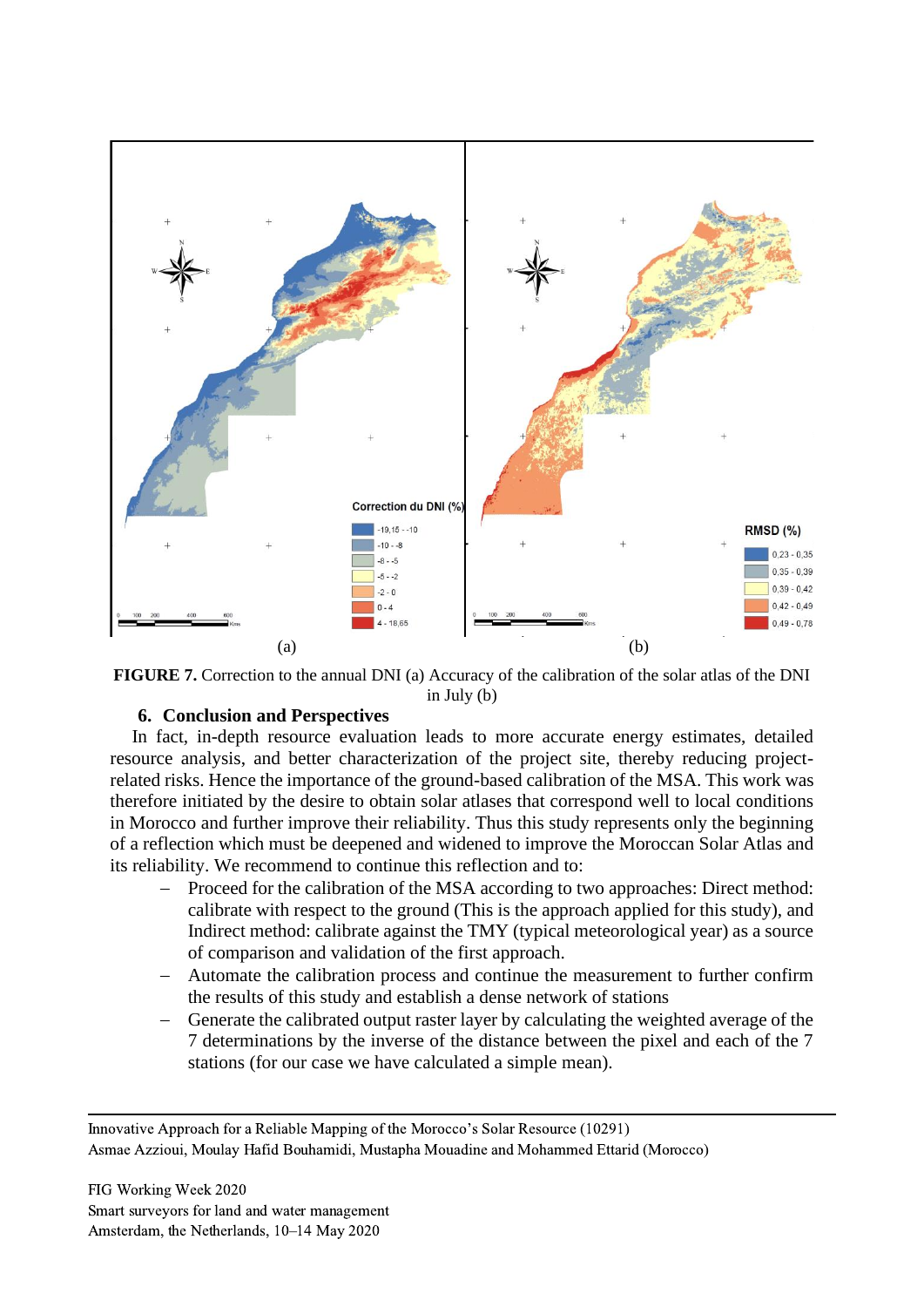**FIGURE 7.** Correction to the annual DNI (a) Accuracy of the calibration of the solar atlas of the DNI in July (b)

## 6. Conclusion and Perspectives

In fact, in-depth resource evaluation leads to more accurate energy estimates, detailed resource analysis, and better characterization of the project site, thereby reducing project-related risks. Hence the importance of the ground-based calibration of the MSA. This work was therefore initiated by the desire to obtain solar atlases that correspond well to local conditions in Morocco and further improve their reliability. Thus this study represents only the beginning of a reflection which must be deepened and widened to improve the Moroccan Solar Atlas and its reliability. We recommend to continue this reflection and to:

- Proceed for the calibration of the MSA according to two approaches: Direct method: calibrate with respect to the ground (This is the approach applied for this study), and Indirect method: calibrate against the TMY (typical meteorological year) as a source of comparison and validation of the first approach.
- Automate the calibration process and continue the measurement to further confirm the results of this study and establish a dense network of stations
- Generate the calibrated output raster layer by calculating the weighted average of the 7 determinations by the inverse of the distance between the pixel and each of the 7 stations (for our case we have calculated a simple mean).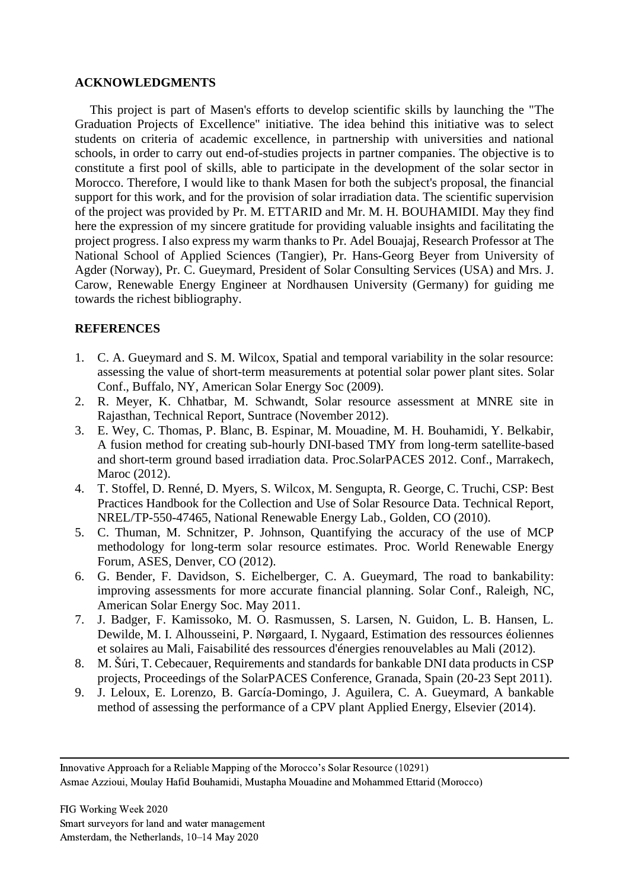## ACKNOWLEDGMENTS

This project is part of Masen's efforts to develop scientific skills by launching the "The Graduation Projects of Excellence" initiative. The idea behind this initiative was to select students on criteria of academic excellence, in partnership with universities and national schools, in order to carry out end-of-studies projects in partner companies. The objective is to constitute a first pool of skills, able to participate in the development of the solar sector in Morocco. Therefore, I would like to thank Masen for both the subject's proposal, the financial support for this work, and for the provision of solar irradiation data. The scientific supervision of the project was provided by Pr. M. ETTARID and Mr. M. H. BOUHAMIDI. May they find here the expression of my sincere gratitude for providing valuable insights and facilitating the project progress. I also express my warm thanks to Pr. Adel Bouajaj, Research Professor at The National School of Applied Sciences (Tangier), Pr. Hans-Georg Beyer from University of Agder (Norway), Pr. C. Gueymard, President of Solar Consulting Services (USA) and Mrs. J. Carow, Renewable Energy Engineer at Nordhausen University (Germany) for guiding me towards the richest bibliography.

## REFERENCES

1. C. A. Gueymard and S. M. Wilcox, Spatial and temporal variability in the solar resource: assessing the value of short-term measurements at potential solar power plant sites. Solar Conf., Buffalo, NY, American Solar Energy Soc (2009).
2. R. Meyer, K. Chhatbar, M. Schwandt, Solar resource assessment at MNRE site in Rajasthan, Technical Report, Suntrace (November 2012).
3. E. Wey, C. Thomas, P. Blanc, B. Espinar, M. Mouadine, M. H. Bouhamidi, Y. Belkabir, A fusion method for creating sub-hourly DNI-based TMY from long-term satellite-based and short-term ground based irradiation data. Proc.SolarPACES 2012. Conf., Marrakech, Maroc (2012).
4. T. Stoffel, D. Renné, D. Myers, S. Wilcox, M. Sengupta, R. George, C. Truchi, CSP: Best Practices Handbook for the Collection and Use of Solar Resource Data. Technical Report, NREL/TP-550-47465, National Renewable Energy Lab., Golden, CO (2010).
5. C. Thuman, M. Schnitzer, P. Johnson, Quantifying the accuracy of the use of MCP methodology for long-term solar resource estimates. Proc. World Renewable Energy Forum, ASES, Denver, CO (2012).
6. G. Bender, F. Davidson, S. Eichelberger, C. A. Gueymard, The road to bankability: improving assessments for more accurate financial planning. Solar Conf., Raleigh, NC, American Solar Energy Soc. May 2011.
7. J. Badger, F. Kamissoko, M. O. Rasmussen, S. Larsen, N. Guidon, L. B. Hansen, L. Dewilde, M. I. Alhousseini, P. Nørgaard, I. Nygaard, Estimation des ressources éoliennes et solaires au Mali, Faisabilité des ressources d'énergies renouvelables au Mali (2012).
8. M. Šúri, T. Cebecauer, Requirements and standards for bankable DNI data products in CSP projects, Proceedings of the SolarPACES Conference, Granada, Spain (20-23 Sept 2011).
9. J. Leloux, E. Lorenzo, B. García-Domingo, J. Aguilera, C. A. Gueymard, A bankable method of assessing the performance of a CPV plant Applied Energy, Elsevier (2014).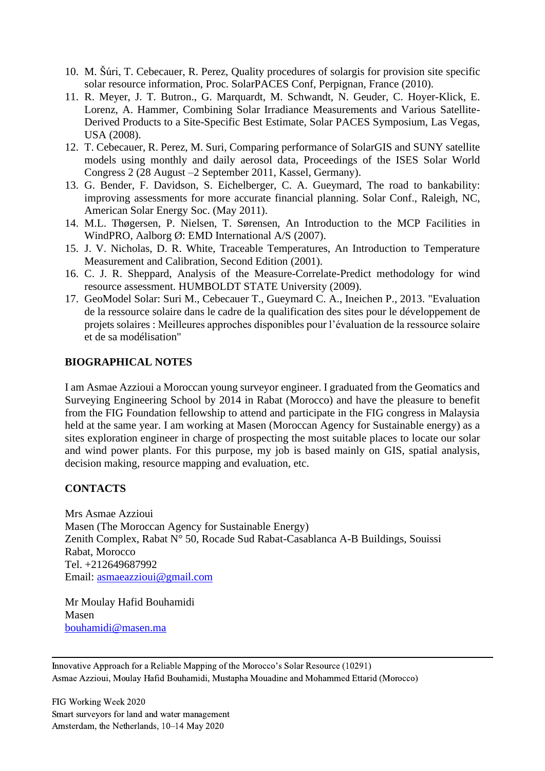10. M. Šúri, T. Cebecauer, R. Perez, Quality procedures of solargis for provision site specific solar resource information, Proc. SolarPACES Conf, Perpignan, France (2010).
11. R. Meyer, J. T. Butron., G. Marquardt, M. Schwandt, N. Geuder, C. Hoyer-Klick, E. Lorenz, A. Hammer, Combining Solar Irradiance Measurements and Various Satellite-Derived Products to a Site-Specific Best Estimate, Solar PACES Symposium, Las Vegas, USA (2008).
12. T. Cebecauer, R. Perez, M. Suri, Comparing performance of SolarGIS and SUNY satellite models using monthly and daily aerosol data, Proceedings of the ISES Solar World Congress 2 (28 August –2 September 2011, Kassel, Germany).
13. G. Bender, F. Davidson, S. Eichelberger, C. A. Gueymard, The road to bankability: improving assessments for more accurate financial planning. Solar Conf., Raleigh, NC, American Solar Energy Soc. (May 2011).
14. M.L. Thøgersen, P. Nielsen, T. Sørensen, An Introduction to the MCP Facilities in WindPRO, Aalborg Ø: EMD International A/S (2007).
15. J. V. Nicholas, D. R. White, Traceable Temperatures, An Introduction to Temperature Measurement and Calibration, Second Edition (2001).
16. C. J. R. Sheppard, Analysis of the Measure-Correlate-Predict methodology for wind resource assessment. HUMBOLDT STATE University (2009).
17. GeoModel Solar: Suri M., Cebecauer T., Gueymard C. A., Ineichen P., 2013. "Evaluation de la ressource solaire dans le cadre de la qualification des sites pour le développement de projets solaires : Meilleures approches disponibles pour l'évaluation de la ressource solaire et de sa modélisation"

## BIOGRAPHICAL NOTES

I am Asmae Azzioui a Moroccan young surveyor engineer. I graduated from the Geomatics and Surveying Engineering School by 2014 in Rabat (Morocco) and have the pleasure to benefit from the FIG Foundation fellowship to attend and participate in the FIG congress in Malaysia held at the same year. I am working at Masen (Moroccan Agency for Sustainable energy) as a sites exploration engineer in charge of prospecting the most suitable places to locate our solar and wind power plants. For this purpose, my job is based mainly on GIS, spatial analysis, decision making, resource mapping and evaluation, etc.

## CONTACTS

Mrs Asmae Azzioui
Masen (The Moroccan Agency for Sustainable Energy)
Zenith Complex, Rabat N° 50, Rocade Sud Rabat-Casablanca A-B Buildings, Souissi
Rabat, Morocco
Tel. +212649687992
Email: asmaeazzioui@gmail.com

Mr Moulay Hafid Bouhamidi
Masen
bouhamidi@masen.ma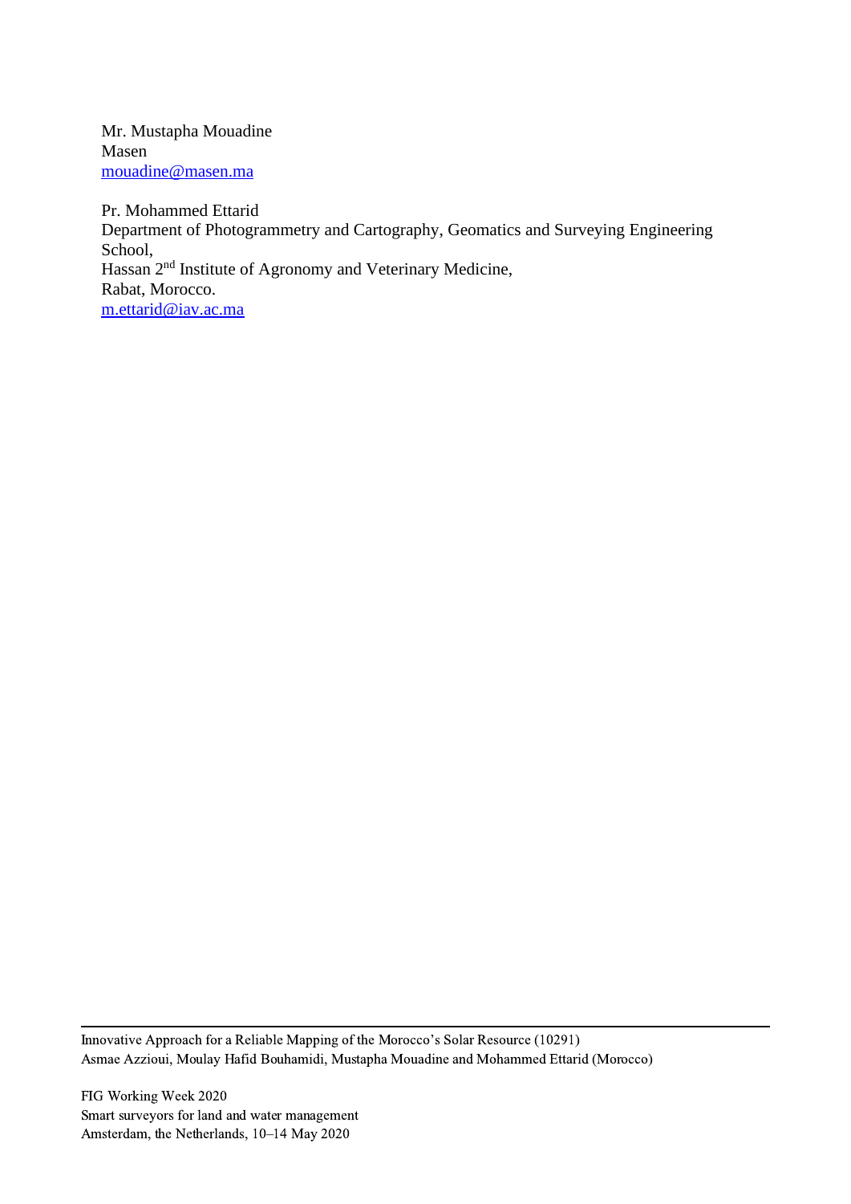Mr. Mustapha Mouadine
Masen
mouadine@masen.ma

Pr. Mohammed Ettarid
Department of Photogrammetry and Cartography, Geomatics and Surveying Engineering School,
Hassan 2nd Institute of Agronomy and Veterinary Medicine,
Rabat, Morocco.
m.ettarid@iav.ac.ma